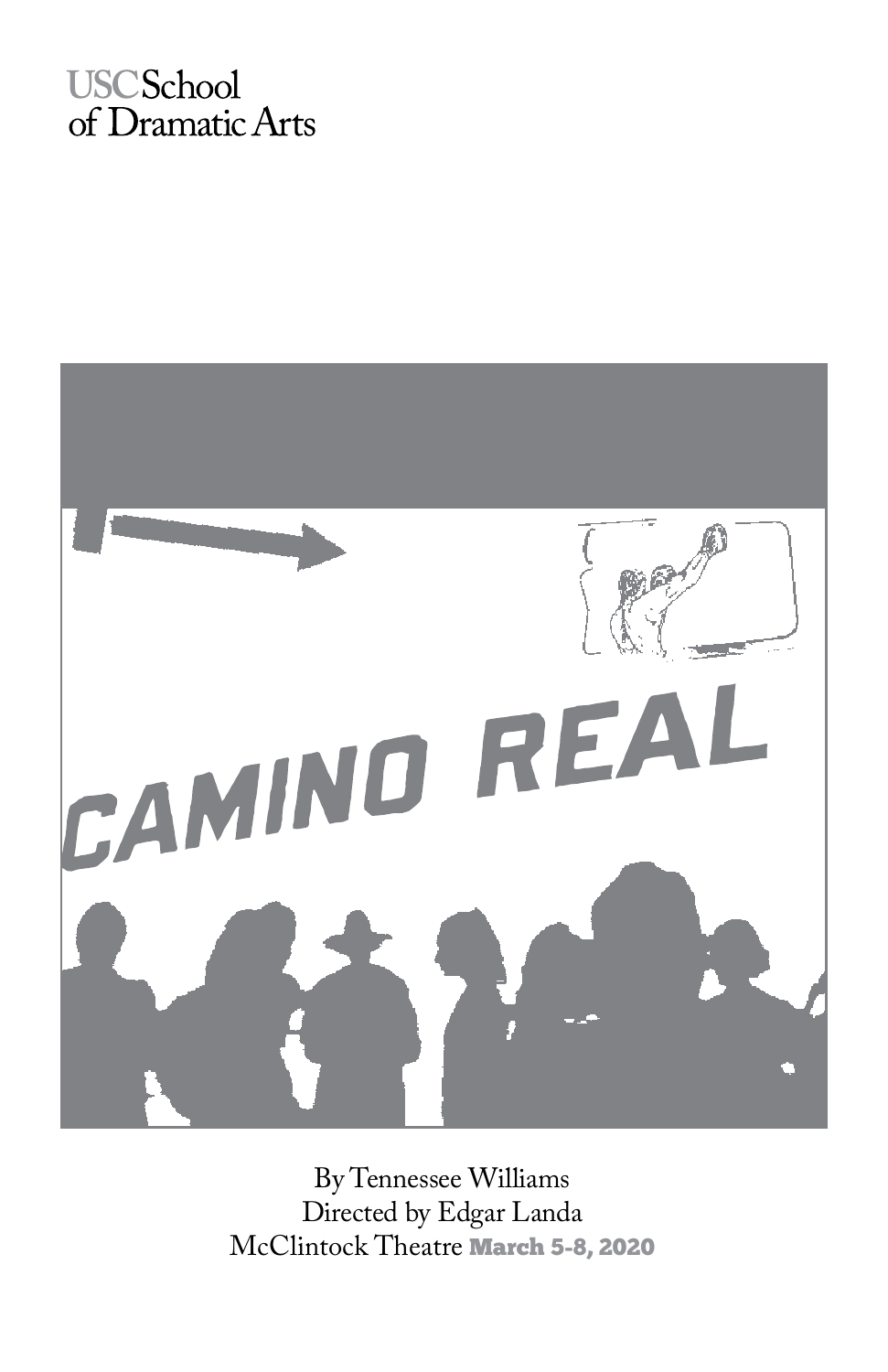USC School of Dramatic Arts

# CAMINO REAL

By Tennessee Williams
Directed by Edgar Landa
McClintock Theatre **March 5-8, 2020**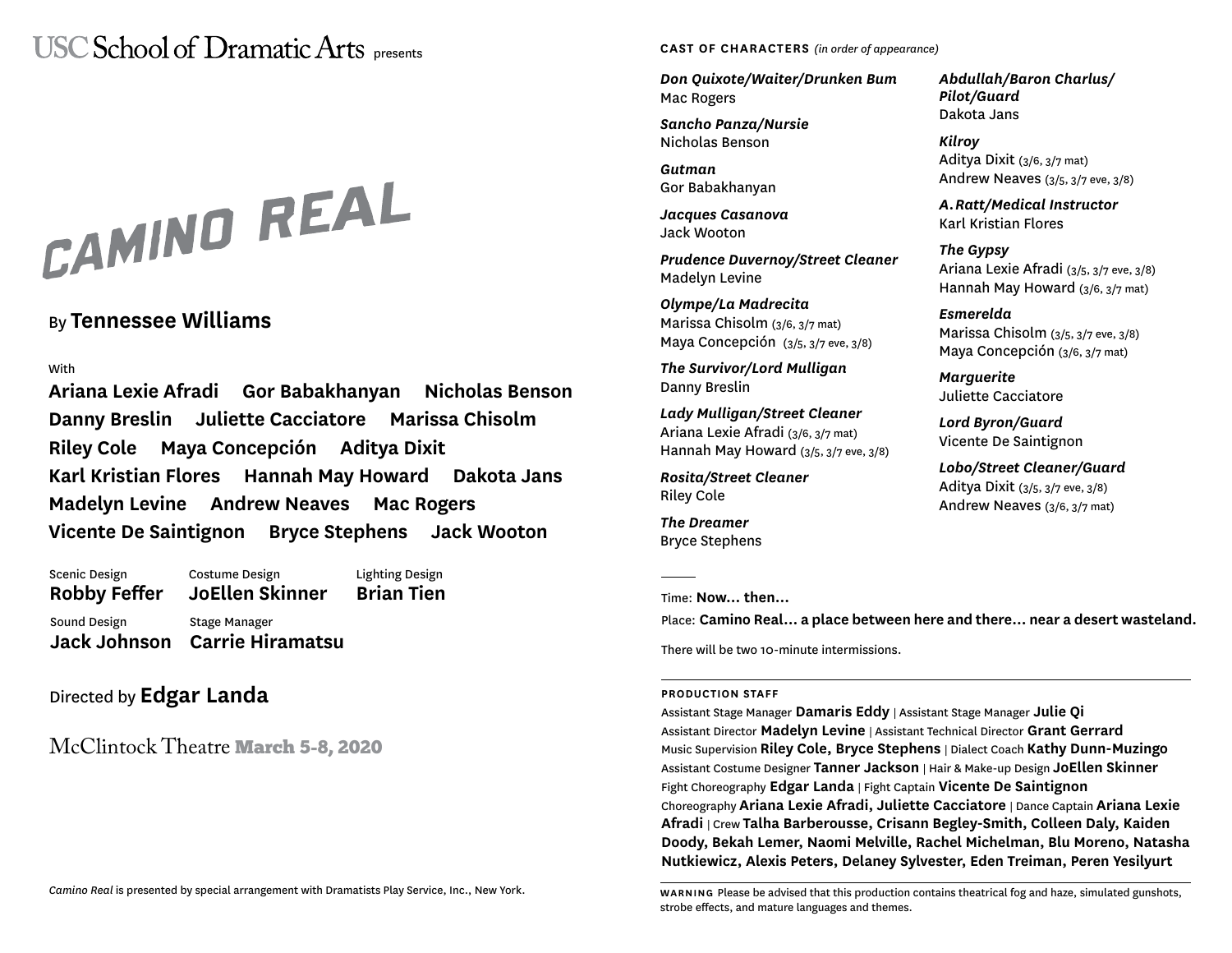USC School of Dramatic Arts presents

# CAMINO REAL

By **Tennessee Williams**

With

**Ariana Lexie Afradi  Gor Babakhanyan  Nicholas Benson**
**Danny Breslin  Juliette Cacciatore  Marissa Chisolm**
**Riley Cole  Maya Concepción  Aditya Dixit**
**Karl Kristian Flores  Hannah May Howard  Dakota Jans**
**Madelyn Levine  Andrew Neaves  Mac Rogers**
**Vicente De Saintignon  Bryce Stephens  Jack Wooton**

Scenic Design **Robby Feffer**
Costume Design **JoEllen Skinner**
Lighting Design **Brian Tien**
Sound Design **Jack Johnson**
Stage Manager **Carrie Hiramatsu**

Directed by **Edgar Landa**

McClintock Theatre **March 5-8, 2020**

*Camino Real* is presented by special arrangement with Dramatists Play Service, Inc., New York.

**CAST OF CHARACTERS** *(in order of appearance)*

***Don Quixote/Waiter/Drunken Bum***
Mac Rogers

***Sancho Panza/Nursie***
Nicholas Benson

***Gutman***
Gor Babakhanyan

***Jacques Casanova***
Jack Wooton

***Prudence Duvernoy/Street Cleaner***
Madelyn Levine

***Olympe/La Madrecita***
Marissa Chisolm (3/6, 3/7 mat)
Maya Concepción (3/5, 3/7 eve, 3/8)

***The Survivor/Lord Mulligan***
Danny Breslin

***Lady Mulligan/Street Cleaner***
Ariana Lexie Afradi (3/6, 3/7 mat)
Hannah May Howard (3/5, 3/7 eve, 3/8)

***Rosita/Street Cleaner***
Riley Cole

***The Dreamer***
Bryce Stephens

***Abdullah/Baron Charlus/Pilot/Guard***
Dakota Jans

***Kilroy***
Aditya Dixit (3/6, 3/7 mat)
Andrew Neaves (3/5, 3/7 eve, 3/8)

***A. Ratt/Medical Instructor***
Karl Kristian Flores

***The Gypsy***
Ariana Lexie Afradi (3/5, 3/7 eve, 3/8)
Hannah May Howard (3/6, 3/7 mat)

***Esmerelda***
Marissa Chisolm (3/5, 3/7 eve, 3/8)
Maya Concepción (3/6, 3/7 mat)

***Marguerite***
Juliette Cacciatore

***Lord Byron/Guard***
Vicente De Saintignon

***Lobo/Street Cleaner/Guard***
Aditya Dixit (3/5, 3/7 eve, 3/8)
Andrew Neaves (3/6, 3/7 mat)

---

Time: **Now… then…**

Place: **Camino Real… a place between here and there… near a desert wasteland.**

There will be two 10-minute intermissions.

---

**PRODUCTION STAFF**

Assistant Stage Manager **Damaris Eddy** | Assistant Stage Manager **Julie Qi**
Assistant Director **Madelyn Levine** | Assistant Technical Director **Grant Gerrard**
Music Supervision **Riley Cole, Bryce Stephens** | Dialect Coach **Kathy Dunn-Muzingo**
Assistant Costume Designer **Tanner Jackson** | Hair & Make-up Design **JoEllen Skinner**
Fight Choreography **Edgar Landa** | Fight Captain **Vicente De Saintignon**
Choreography **Ariana Lexie Afradi, Juliette Cacciatore** | Dance Captain **Ariana Lexie Afradi** | Crew **Talha Barberousse, Crisann Begley-Smith, Colleen Daly, Kaiden Doody, Bekah Lemer, Naomi Melville, Rachel Michelman, Blu Moreno, Natasha Nutkiewicz, Alexis Peters, Delaney Sylvester, Eden Treiman, Peren Yesilyurt**

---

**WARNING** Please be advised that this production contains theatrical fog and haze, simulated gunshots, strobe effects, and mature languages and themes.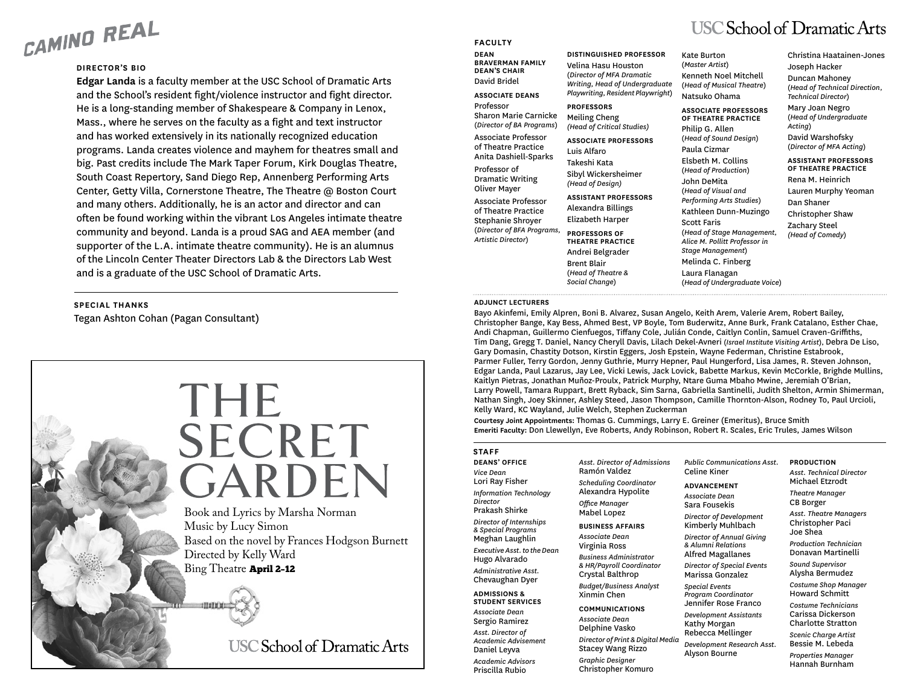# CAMINO REAL

### DIRECTOR'S BIO

**Edgar Landa** is a faculty member at the USC School of Dramatic Arts and the School's resident fight/violence instructor and fight director. He is a long-standing member of Shakespeare & Company in Lenox, Mass., where he serves on the faculty as a fight and text instructor and has worked extensively in its nationally recognized education programs. Landa creates violence and mayhem for theatres small and big. Past credits include The Mark Taper Forum, Kirk Douglas Theatre, South Coast Repertory, Sand Diego Rep, Annenberg Performing Arts Center, Getty Villa, Cornerstone Theatre, The Theatre @ Boston Court and many others. Additionally, he is an actor and director and can often be found working within the vibrant Los Angeles intimate theatre community and beyond. Landa is a proud SAG and AEA member (and supporter of the L.A. intimate theatre community). He is an alumnus of the Lincoln Center Theater Directors Lab & the Directors Lab West and is a graduate of the USC School of Dramatic Arts.

### SPECIAL THANKS

Tegan Ashton Cohan (Pagan Consultant)

# THE SECRET GARDEN

Book and Lyrics by Marsha Norman
Music by Lucy Simon
Based on the novel by Frances Hodgson Burnett
Directed by Kelly Ward
Bing Theatre **April 2–12**

USC School of Dramatic Arts

---

USC School of Dramatic Arts

## FACULTY

**DEAN**
**BRAVERMAN FAMILY DEAN'S CHAIR**
David Bridel

**ASSOCIATE DEANS**
Professor
Sharon Marie Carnicke
(*Director of BA Programs*)

Associate Professor of Theatre Practice
Anita Dashiell-Sparks

Professor of Dramatic Writing
Oliver Mayer

Associate Professor of Theatre Practice
Stephanie Shroyer
(*Director of BFA Programs, Artistic Director*)

**DISTINGUISHED PROFESSOR**
Velina Hasu Houston
(*Director of MFA Dramatic Writing, Head of Undergraduate Playwriting, Resident Playwright*)

**PROFESSORS**
Meiling Cheng
*(Head of Critical Studies)*

**ASSOCIATE PROFESSORS**
Luis Alfaro
Takeshi Kata
Sibyl Wickersheimer
*(Head of Design)*

**ASSISTANT PROFESSORS**
Alexandra Billings
Elizabeth Harper

**PROFESSORS OF THEATRE PRACTICE**
Andrei Belgrader
Brent Blair
(*Head of Theatre & Social Change*)
Kate Burton
(*Master Artist*)
Kenneth Noel Mitchell
(*Head of Musical Theatre*)
Natsuko Ohama

**ASSOCIATE PROFESSORS OF THEATRE PRACTICE**
Philip G. Allen
(*Head of Sound Design*)
Paula Cizmar
Elsbeth M. Collins
(*Head of Production*)
John DeMita
(*Head of Visual and Performing Arts Studies*)
Kathleen Dunn-Muzingo
Scott Faris
(*Head of Stage Management, Alice M. Pollitt Professor in Stage Management*)
Melinda C. Finberg
Laura Flanagan
(*Head of Undergraduate Voice*)
Christina Haatainen-Jones
Joseph Hacker
Duncan Mahoney
(*Head of Technical Direction, Technical Director*)
Mary Joan Negro
(*Head of Undergraduate Acting*)
David Warshofsky
(*Director of MFA Acting*)

**ASSISTANT PROFESSORS OF THEATRE PRACTICE**
Rena M. Heinrich
Lauren Murphy Yeoman
Dan Shaner
Christopher Shaw
Zachary Steel
(*Head of Comedy*)

**ADJUNCT LECTURERS**
Bayo Akinfemi, Emily Alpren, Boni B. Alvarez, Susan Angelo, Keith Arem, Valerie Arem, Robert Bailey, Christopher Bange, Kay Bess, Ahmed Best, VP Boyle, Tom Buderwitz, Anne Burk, Frank Catalano, Esther Chae, Andi Chapman, Guillermo Cienfuegos, Tiffany Cole, Julián Conde, Caitlyn Conlin, Samuel Craven-Griffiths, Tim Dang, Gregg T. Daniel, Nancy Cheryll Davis, Lilach Dekel-Avneri (*Israel Institute Visiting Artist*), Debra De Liso, Gary Domasin, Chastity Dotson, Kirstin Eggers, Josh Epstein, Wayne Federman, Christine Estabrook, Parmer Fuller, Terry Gordon, Jenny Guthrie, Murry Hepner, Paul Hungerford, Lisa James, R. Steven Johnson, Edgar Landa, Paul Lazarus, Jay Lee, Vicki Lewis, Jack Lovick, Babette Markus, Kevin McCorkle, Brighde Mullins, Kaitlyn Pietras, Jonathan Muñoz-Proulx, Patrick Murphy, Ntare Guma Mbaho Mwine, Jeremiah O'Brian, Larry Powell, Tamara Ruppart, Brett Ryback, Sim Sarna, Gabriella Santinelli, Judith Shelton, Armin Shimerman, Nathan Singh, Joey Skinner, Ashley Steed, Jason Thompson, Camille Thornton-Alson, Rodney To, Paul Urcioli, Kelly Ward, KC Wayland, Julie Welch, Stephen Zuckerman

**Courtesy Joint Appointments:** Thomas G. Cummings, Larry E. Greiner (Emeritus), Bruce Smith
**Emeriti Faculty:** Don Llewellyn, Eve Roberts, Andy Robinson, Robert R. Scales, Eric Trules, James Wilson

## STAFF

**DEANS' OFFICE**
*Vice Dean*
Lori Ray Fisher
*Information Technology Director*
Prakash Shirke
*Director of Internships & Special Programs*
Meghan Laughlin
*Executive Asst. to the Dean*
Hugo Alvarado
*Administrative Asst.*
Chevaughan Dyer

**ADMISSIONS & STUDENT SERVICES**
*Associate Dean*
Sergio Ramirez
*Asst. Director of Academic Advisement*
Daniel Leyva
*Academic Advisors*
Priscilla Rubio
*Asst. Director of Admissions*
Ramón Valdez
*Scheduling Coordinator*
Alexandra Hypolite
*Office Manager*
Mabel Lopez

**BUSINESS AFFAIRS**
*Associate Dean*
Virginia Ross
*Business Administrator & HR/Payroll Coordinator*
Crystal Balthrop
*Budget/Business Analyst*
Xinmin Chen

**COMMUNICATIONS**
*Associate Dean*
Delphine Vasko
*Director of Print & Digital Media*
Stacey Wang Rizzo
*Graphic Designer*
Christopher Komuro
*Public Communications Asst.*
Celine Kiner

**ADVANCEMENT**
*Associate Dean*
Sara Fousekis
*Director of Development*
Kimberly Muhlbach
*Director of Annual Giving & Alumni Relations*
Alfred Magallanes
*Director of Special Events*
Marissa Gonzalez
*Special Events Program Coordinator*
Jennifer Rose Franco
*Development Assistants*
Kathy Morgan
Rebecca Mellinger
*Development Research Asst.*
Alyson Bourne

**PRODUCTION**
*Asst. Technical Director*
Michael Etzrodt
*Theatre Manager*
CB Borger
*Asst. Theatre Managers*
Christopher Paci
Joe Shea
*Production Technician*
Donavan Martinelli
*Sound Supervisor*
Alysha Bermudez
*Costume Shop Manager*
Howard Schmitt
*Costume Technicians*
Carissa Dickerson
Charlotte Stratton
*Scenic Charge Artist*
Bessie M. Lebeda
*Properties Manager*
Hannah Burnham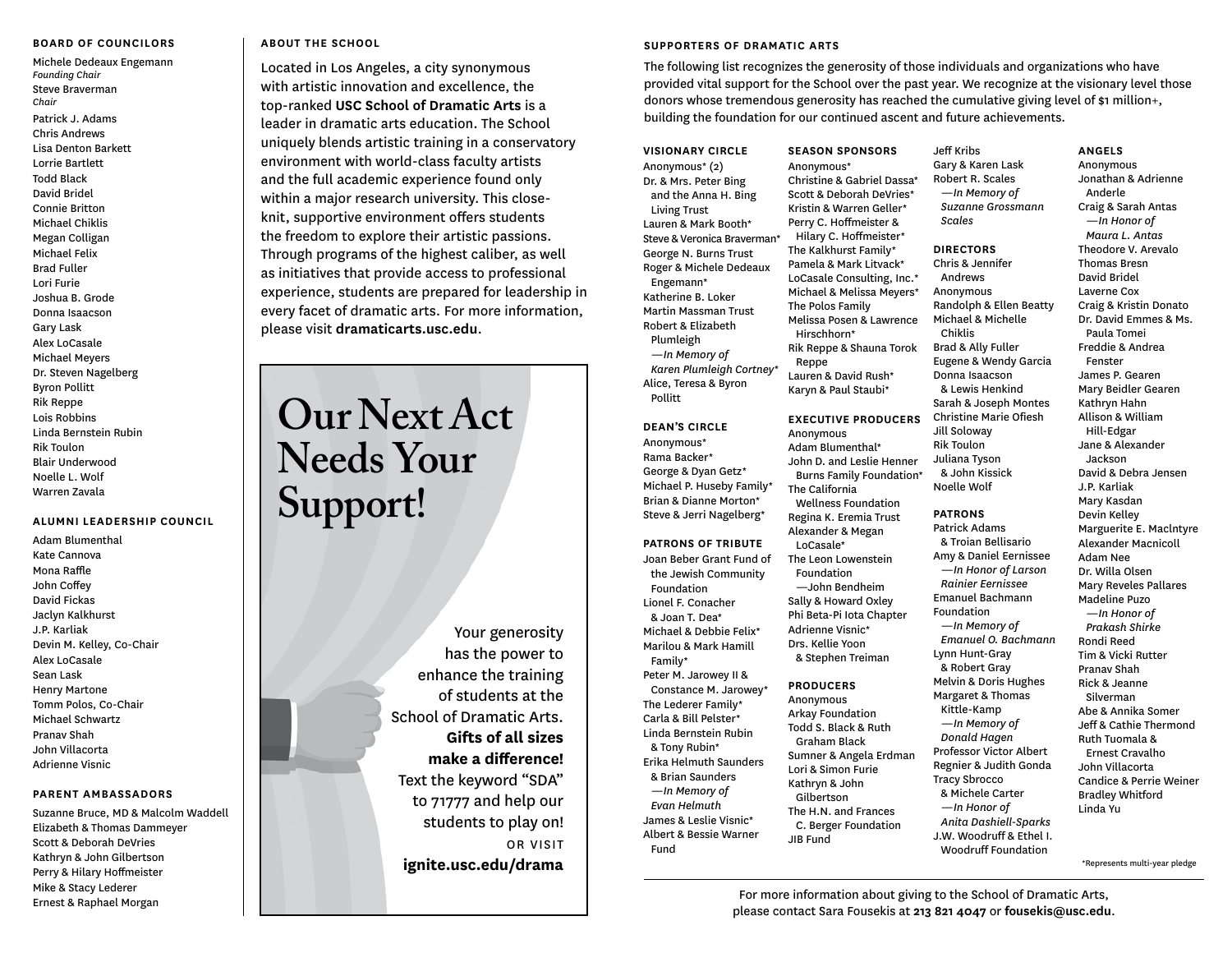## BOARD OF COUNCILORS

Michele Dedeaux Engemann
*Founding Chair*
Steve Braverman
*Chair*
Patrick J. Adams
Chris Andrews
Lisa Denton Barkett
Lorrie Bartlett
Todd Black
David Bridel
Connie Britton
Michael Chiklis
Megan Colligan
Michael Felix
Brad Fuller
Lori Furie
Joshua B. Grode
Donna Isaacson
Gary Lask
Alex LoCasale
Michael Meyers
Dr. Steven Nagelberg
Byron Pollitt
Rik Reppe
Lois Robbins
Linda Bernstein Rubin
Rik Toulon
Blair Underwood
Noelle L. Wolf
Warren Zavala

## ALUMNI LEADERSHIP COUNCIL

Adam Blumenthal
Kate Cannova
Mona Raffle
John Coffey
David Fickas
Jaclyn Kalkhurst
J.P. Karliak
Devin M. Kelley, Co-Chair
Alex LoCasale
Sean Lask
Henry Martone
Tomm Polos, Co-Chair
Michael Schwartz
Pranav Shah
John Villacorta
Adrienne Visnic

## PARENT AMBASSADORS

Suzanne Bruce, MD & Malcolm Waddell
Elizabeth & Thomas Dammeyer
Scott & Deborah DeVries
Kathryn & John Gilbertson
Perry & Hilary Hoffmeister
Mike & Stacy Lederer
Ernest & Raphael Morgan

## ABOUT THE SCHOOL

Located in Los Angeles, a city synonymous with artistic innovation and excellence, the top-ranked **USC School of Dramatic Arts** is a leader in dramatic arts education. The School uniquely blends artistic training in a conservatory environment with world-class faculty artists and the full academic experience found only within a major research university. This close-knit, supportive environment offers students the freedom to explore their artistic passions. Through programs of the highest caliber, as well as initiatives that provide access to professional experience, students are prepared for leadership in every facet of dramatic arts. For more information, please visit **dramaticarts.usc.edu**.

# Our Next Act Needs Your Support!

Your generosity has the power to enhance the training of students at the School of Dramatic Arts. **Gifts of all sizes make a difference!** Text the keyword "SDA" to 71777 and help our students to play on!

OR VISIT
**ignite.usc.edu/drama**

## SUPPORTERS OF DRAMATIC ARTS

The following list recognizes the generosity of those individuals and organizations who have provided vital support for the School over the past year. We recognize at the visionary level those donors whose tremendous generosity has reached the cumulative giving level of $1 million+, building the foundation for our continued ascent and future achievements.

### VISIONARY CIRCLE

Anonymous* (2)
Dr. & Mrs. Peter Bing and the Anna H. Bing Living Trust
Lauren & Mark Booth*
Steve & Veronica Braverman*
George N. Burns Trust
Roger & Michele Dedeaux Engemann*
Katherine B. Loker
Martin Massman Trust
Robert & Elizabeth Plumleigh
—*In Memory of Karen Plumleigh Cortney**
Alice, Teresa & Byron Pollitt

### DEAN'S CIRCLE

Anonymous*
Rama Backer*
George & Dyan Getz*
Michael P. Huseby Family*
Brian & Dianne Morton*
Steve & Jerri Nagelberg*

### PATRONS OF TRIBUTE

Joan Beber Grant Fund of the Jewish Community Foundation
Lionel F. Conacher & Joan T. Dea*
Michael & Debbie Felix*
Marilou & Mark Hamill Family*
Peter M. Jarowey II & Constance M. Jarowey*
The Lederer Family*
Carla & Bill Pelster*
Linda Bernstein Rubin & Tony Rubin*
Erika Helmuth Saunders & Brian Saunders
—*In Memory of Evan Helmuth*
James & Leslie Visnic*
Albert & Bessie Warner Fund

### SEASON SPONSORS

Anonymous*
Christine & Gabriel Dassa*
Scott & Deborah DeVries*
Kristin & Warren Geller*
Perry C. Hoffmeister & Hilary C. Hoffmeister*
The Kalkhurst Family*
Pamela & Mark Litvack*
LoCasale Consulting, Inc.*
Michael & Melissa Meyers*
The Polos Family
Melissa Posen & Lawrence Hirschhorn*
Rik Reppe & Shauna Torok Reppe
Lauren & David Rush*
Karyn & Paul Staubi*

### EXECUTIVE PRODUCERS

Anonymous
Adam Blumenthal*
John D. and Leslie Henner Burns Family Foundation*
The California Wellness Foundation
Regina K. Eremia Trust
Alexander & Megan LoCasale*
The Leon Lowenstein Foundation
—John Bendheim
Sally & Howard Oxley
Phi Beta-Pi Iota Chapter
Adrienne Visnic*
Drs. Kellie Yoon & Stephen Treiman

### PRODUCERS

Anonymous
Arkay Foundation
Todd S. Black & Ruth Graham Black
Sumner & Angela Erdman
Lori & Simon Furie
Kathryn & John Gilbertson
The H.N. and Frances C. Berger Foundation
JIB Fund
Jeff Kribs
Gary & Karen Lask
Robert R. Scales
—*In Memory of Suzanne Grossmann Scales*

### DIRECTORS

Chris & Jennifer Andrews
Anonymous
Randolph & Ellen Beatty
Michael & Michelle Chiklis
Brad & Ally Fuller
Eugene & Wendy Garcia
Donna Isaacson & Lewis Henkind
Sarah & Joseph Montes
Christine Marie Ofiesh
Jill Soloway
Rik Toulon
Juliana Tyson & John Kissick
Noelle Wolf

### PATRONS

Patrick Adams & Troian Bellisario
Amy & Daniel Eernissee
—*In Honor of Larson Rainier Eernissee*
Emanuel Bachmann Foundation
—*In Memory of Emanuel O. Bachmann*
Lynn Hunt-Gray & Robert Gray
Melvin & Doris Hughes
Margaret & Thomas Kittle-Kamp
—*In Memory of Donald Hagen*
Professor Victor Albert Regnier & Judith Gonda
Tracy Sbrocco & Michele Carter
—*In Honor of Anita Dashiell-Sparks*
J.W. Woodruff & Ethel I. Woodruff Foundation

### ANGELS

Anonymous
Jonathan & Adrienne Anderle
Craig & Sarah Antas
—*In Honor of Maura L. Antas*
Theodore V. Arevalo
Thomas Bresn
David Bridel
Laverne Cox
Craig & Kristin Donato
Dr. David Emmes & Ms. Paula Tomei
Freddie & Andrea Fenster
James P. Gearen
Mary Beidler Gearen
Kathryn Hahn
Allison & William Hill-Edgar
Jane & Alexander Jackson
David & Debra Jensen
J.P. Karliak
Mary Kasdan
Devin Kelley
Marguerite E. MacIntyre
Alexander Macnicoll
Adam Nee
Dr. Willa Olsen
Mary Reveles Pallares
Madeline Puzo
—*In Honor of Prakash Shirke*
Rondi Reed
Tim & Vicki Rutter
Pranav Shah
Rick & Jeanne Silverman
Abe & Annika Somer
Jeff & Cathie Thermond
Ruth Tuomala & Ernest Cravalho
John Villacorta
Candice & Perrie Weiner
Bradley Whitford
Linda Yu

*Represents multi-year pledge

For more information about giving to the School of Dramatic Arts, please contact Sara Fousekis at **213 821 4047** or **fousekis@usc.edu**.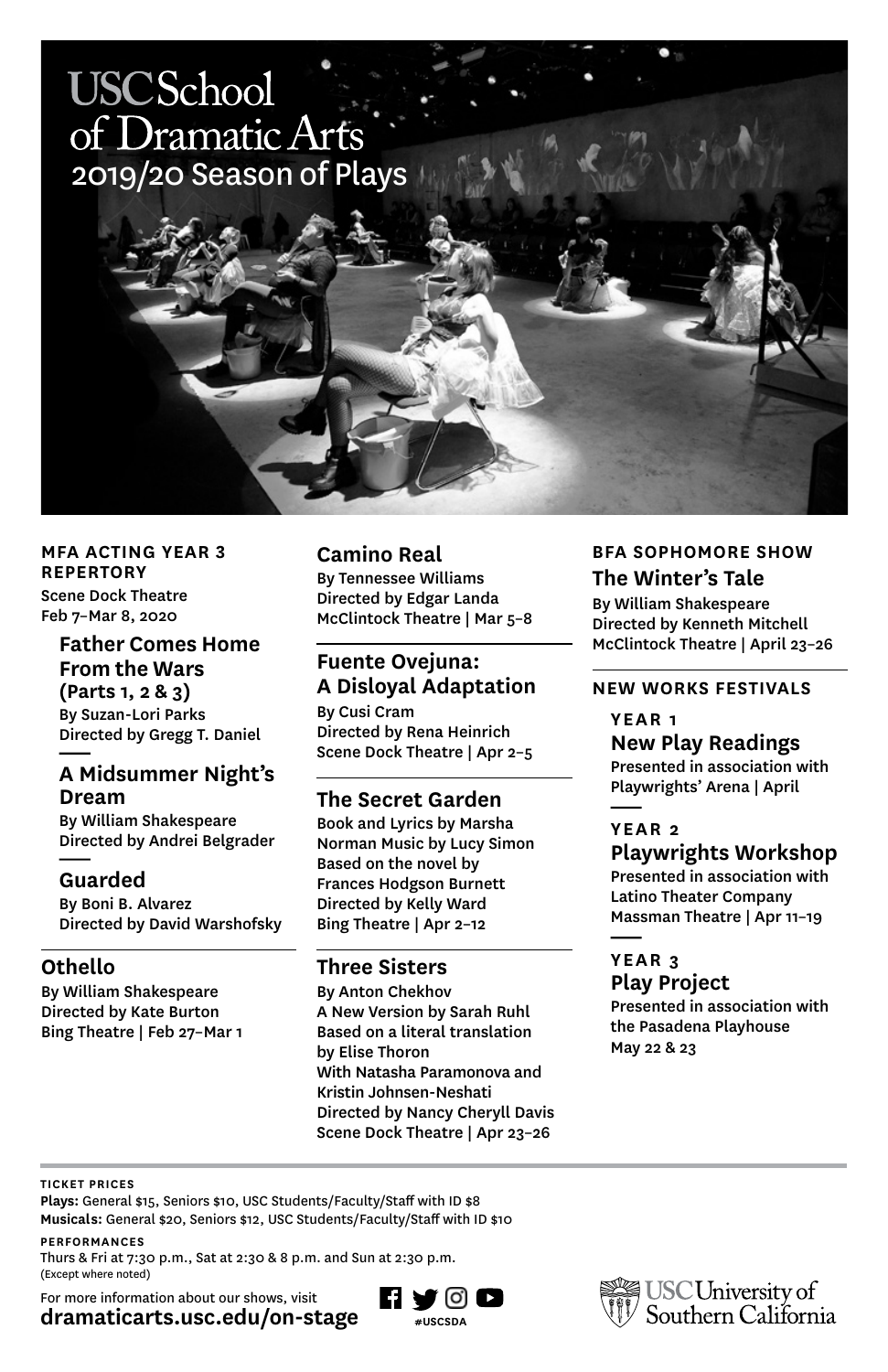# USC School of Dramatic Arts

## 2019/20 Season of Plays

### MFA ACTING YEAR 3 REPERTORY

Scene Dock Theatre
Feb 7–Mar 8, 2020

**Father Comes Home From the Wars (Parts 1, 2 & 3)**
By Suzan-Lori Parks
Directed by Gregg T. Daniel

**A Midsummer Night's Dream**
By William Shakespeare
Directed by Andrei Belgrader

**Guarded**
By Boni B. Alvarez
Directed by David Warshofsky

### Othello

By William Shakespeare
Directed by Kate Burton
Bing Theatre | Feb 27–Mar 1

### Camino Real

By Tennessee Williams
Directed by Edgar Landa
McClintock Theatre | Mar 5–8

### Fuente Ovejuna: A Disloyal Adaptation

By Cusi Cram
Directed by Rena Heinrich
Scene Dock Theatre | Apr 2–5

### The Secret Garden

Book and Lyrics by Marsha Norman Music by Lucy Simon
Based on the novel by Frances Hodgson Burnett
Directed by Kelly Ward
Bing Theatre | Apr 2–12

### Three Sisters

By Anton Chekhov
A New Version by Sarah Ruhl
Based on a literal translation by Elise Thoron
With Natasha Paramonova and Kristin Johnsen-Neshati
Directed by Nancy Cheryll Davis
Scene Dock Theatre | Apr 23–26

### BFA SOPHOMORE SHOW

**The Winter's Tale**
By William Shakespeare
Directed by Kenneth Mitchell
McClintock Theatre | April 23–26

### NEW WORKS FESTIVALS

**YEAR 1**
**New Play Readings**
Presented in association with Playwrights' Arena | April

**YEAR 2**
**Playwrights Workshop**
Presented in association with Latino Theater Company
Massman Theatre | Apr 11–19

**YEAR 3**
**Play Project**
Presented in association with the Pasadena Playhouse
May 22 & 23

---

**TICKET PRICES**

**Plays:** General $15, Seniors $10, USC Students/Faculty/Staff with ID $8
**Musicals:** General $20, Seniors $12, USC Students/Faculty/Staff with ID $10

**PERFORMANCES**

Thurs & Fri at 7:30 p.m., Sat at 2:30 & 8 p.m. and Sun at 2:30 p.m.
(Except where noted)

For more information about our shows, visit
**dramaticarts.usc.edu/on-stage**

#USCSDA

USC University of Southern California